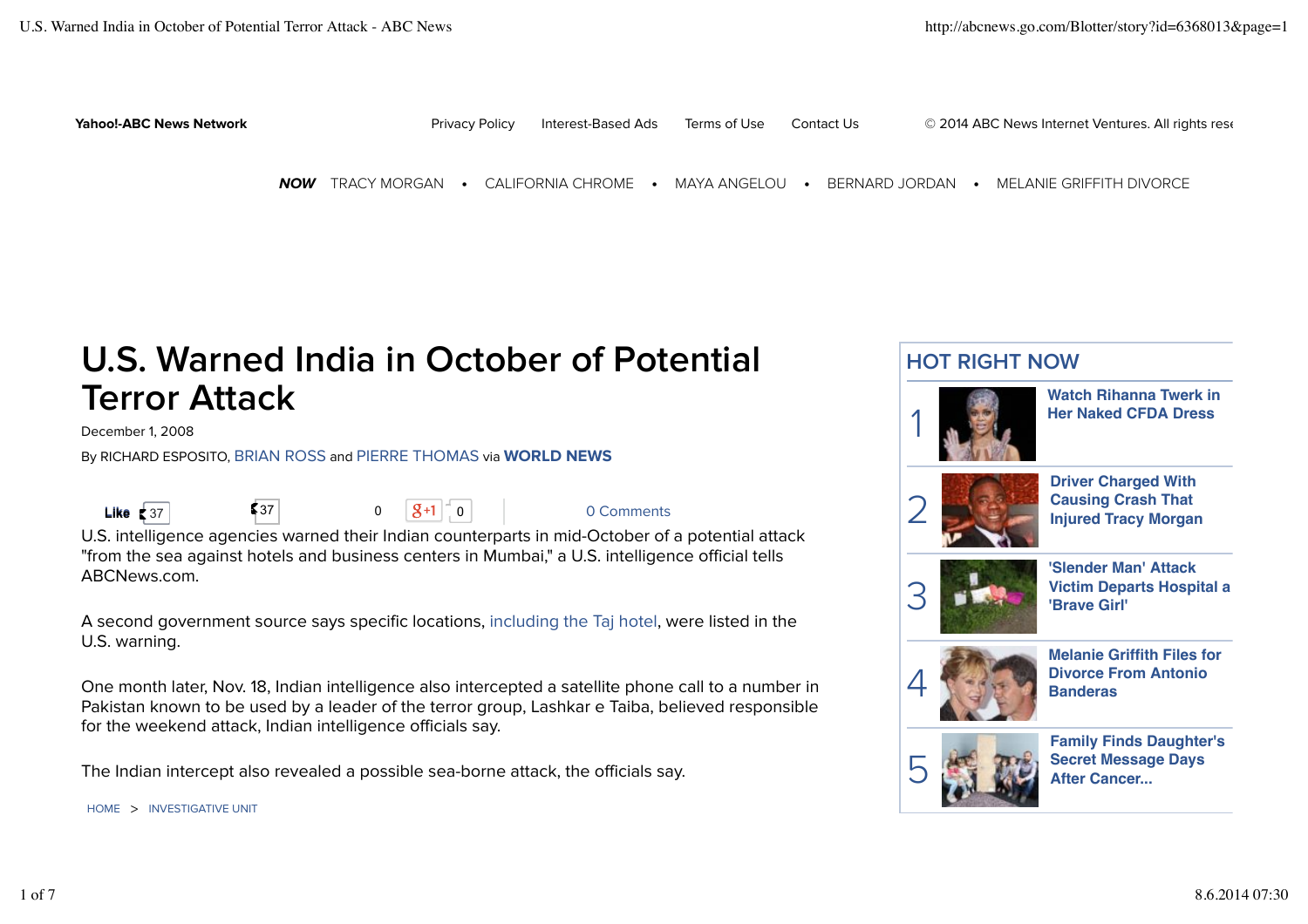Yahoo!-ABC News Network | Privacy Policy | Interest-Based Ads | Terms of Use | Contact Us | © 2014 ABC News Internet Ventures. All rights rese

*NOW* TRACY MORGAN • CALIFORNIA CHROME • MAYA ANGELOU • BERNARD JORDAN • MELANIE GRIFFITH DIVORCE

# U.S. Warned India in October of Potential Terror Attack

December 1, 2008

By RICHARD ESPOSITO, BRIAN ROSS and PIERRE THOMAS via **WORLD NEWS**

Like 37 | 37 | 0 | +1 0 | 0 Comments

U.S. intelligence agencies warned their Indian counterparts in mid-October of a potential attack "from the sea against hotels and business centers in Mumbai," a U.S. intelligence official tells ABCNews.com.

A second government source says specific locations, including the Taj hotel, were listed in the U.S. warning.

One month later, Nov. 18, Indian intelligence also intercepted a satellite phone call to a number in Pakistan known to be used by a leader of the terror group, Lashkar e Taiba, believed responsible for the weekend attack, Indian intelligence officials say.

The Indian intercept also revealed a possible sea-borne attack, the officials say.

HOME > INVESTIGATIVE UNIT

## HOT RIGHT NOW

1. **Watch Rihanna Twerk in Her Naked CFDA Dress**
2. **Driver Charged With Causing Crash That Injured Tracy Morgan**
3. **'Slender Man' Attack Victim Departs Hospital a 'Brave Girl'**
4. **Melanie Griffith Files for Divorce From Antonio Banderas**
5. **Family Finds Daughter's Secret Message Days After Cancer...**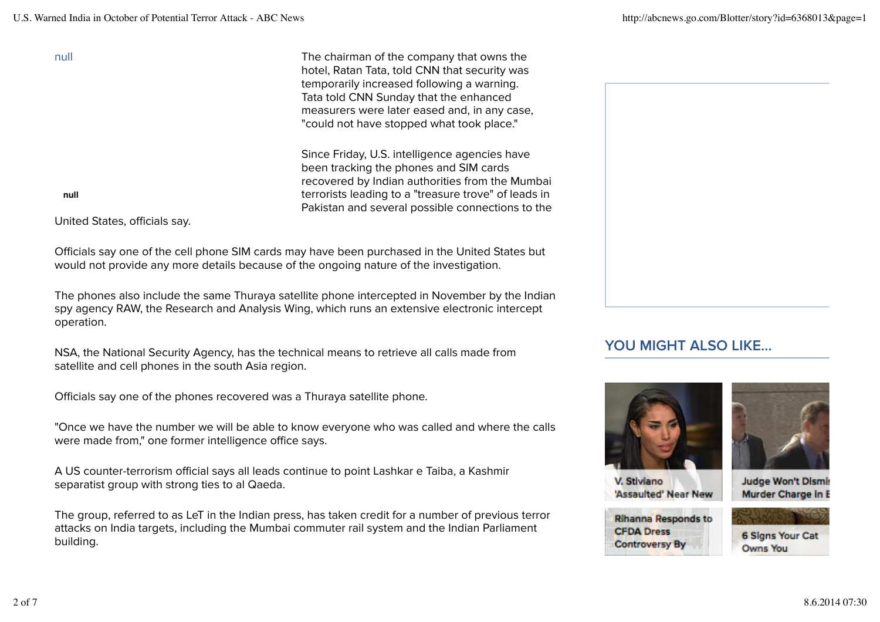null

The chairman of the company that owns the hotel, Ratan Tata, told CNN that security was temporarily increased following a warning. Tata told CNN Sunday that the enhanced measurers were later eased and, in any case, "could not have stopped what took place."

null

Since Friday, U.S. intelligence agencies have been tracking the phones and SIM cards recovered by Indian authorities from the Mumbai terrorists leading to a "treasure trove" of leads in Pakistan and several possible connections to the United States, officials say.

Officials say one of the cell phone SIM cards may have been purchased in the United States but would not provide any more details because of the ongoing nature of the investigation.

The phones also include the same Thuraya satellite phone intercepted in November by the Indian spy agency RAW, the Research and Analysis Wing, which runs an extensive electronic intercept operation.

NSA, the National Security Agency, has the technical means to retrieve all calls made from satellite and cell phones in the south Asia region.

Officials say one of the phones recovered was a Thuraya satellite phone.

"Once we have the number we will be able to know everyone who was called and where the calls were made from," one former intelligence office says.

A US counter-terrorism official says all leads continue to point Lashkar e Taiba, a Kashmir separatist group with strong ties to al Qaeda.

The group, referred to as LeT in the Indian press, has taken credit for a number of previous terror attacks on India targets, including the Mumbai commuter rail system and the Indian Parliament building.

## YOU MIGHT ALSO LIKE...

V. Stiviano 'Assaulted' Near New

Judge Won't Dismi Murder Charge in E

Rihanna Responds to CFDA Dress Controversy By

6 Signs Your Cat Owns You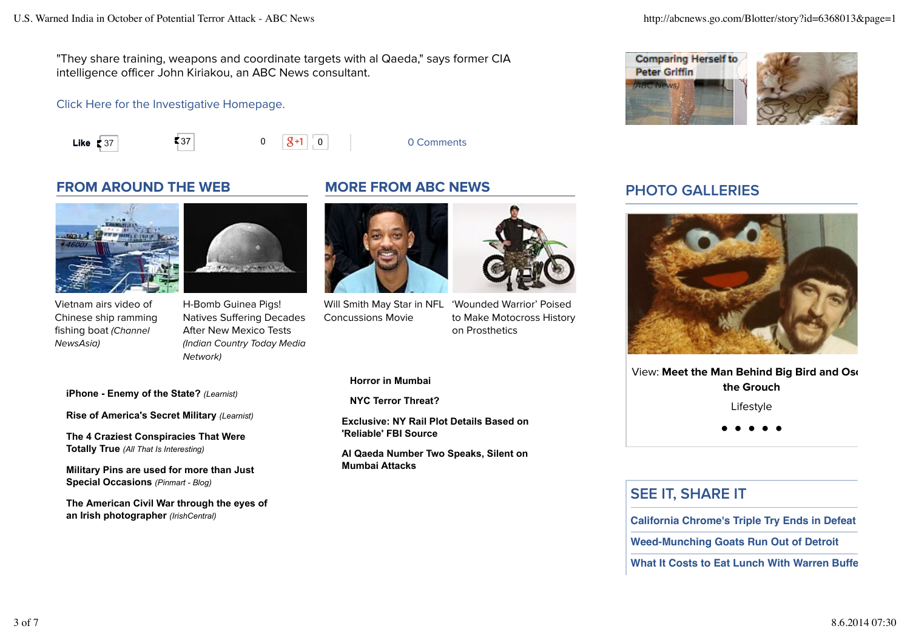"They share training, weapons and coordinate targets with al Qaeda," says former CIA intelligence officer John Kiriakou, an ABC News consultant.

Click Here for the Investigative Homepage.

Like 37 | 37 | 0 | +1 | 0 | 0 Comments

## FROM AROUND THE WEB

Vietnam airs video of Chinese ship ramming fishing boat *(Channel NewsAsia)*

H-Bomb Guinea Pigs! Natives Suffering Decades After New Mexico Tests *(Indian Country Today Media Network)*

**iPhone - Enemy of the State?** *(Learnist)*

**Rise of America's Secret Military** *(Learnist)*

**The 4 Craziest Conspiracies That Were Totally True** *(All That Is Interesting)*

**Military Pins are used for more than Just Special Occasions** *(Pinmart - Blog)*

**The American Civil War through the eyes of an Irish photographer** *(IrishCentral)*

## MORE FROM ABC NEWS

Will Smith May Star in NFL Concussions Movie

'Wounded Warrior' Poised to Make Motocross History on Prosthetics

**Horror in Mumbai**

**NYC Terror Threat?**

**Exclusive: NY Rail Plot Details Based on 'Reliable' FBI Source**

**Al Qaeda Number Two Speaks, Silent on Mumbai Attacks**

Comparing Herself to Peter Griffin

## PHOTO GALLERIES

View: **Meet the Man Behind Big Bird and Osc the Grouch**

Lifestyle

## SEE IT, SHARE IT

**California Chrome's Triple Try Ends in Defeat**

**Weed-Munching Goats Run Out of Detroit**

**What It Costs to Eat Lunch With Warren Buffe**